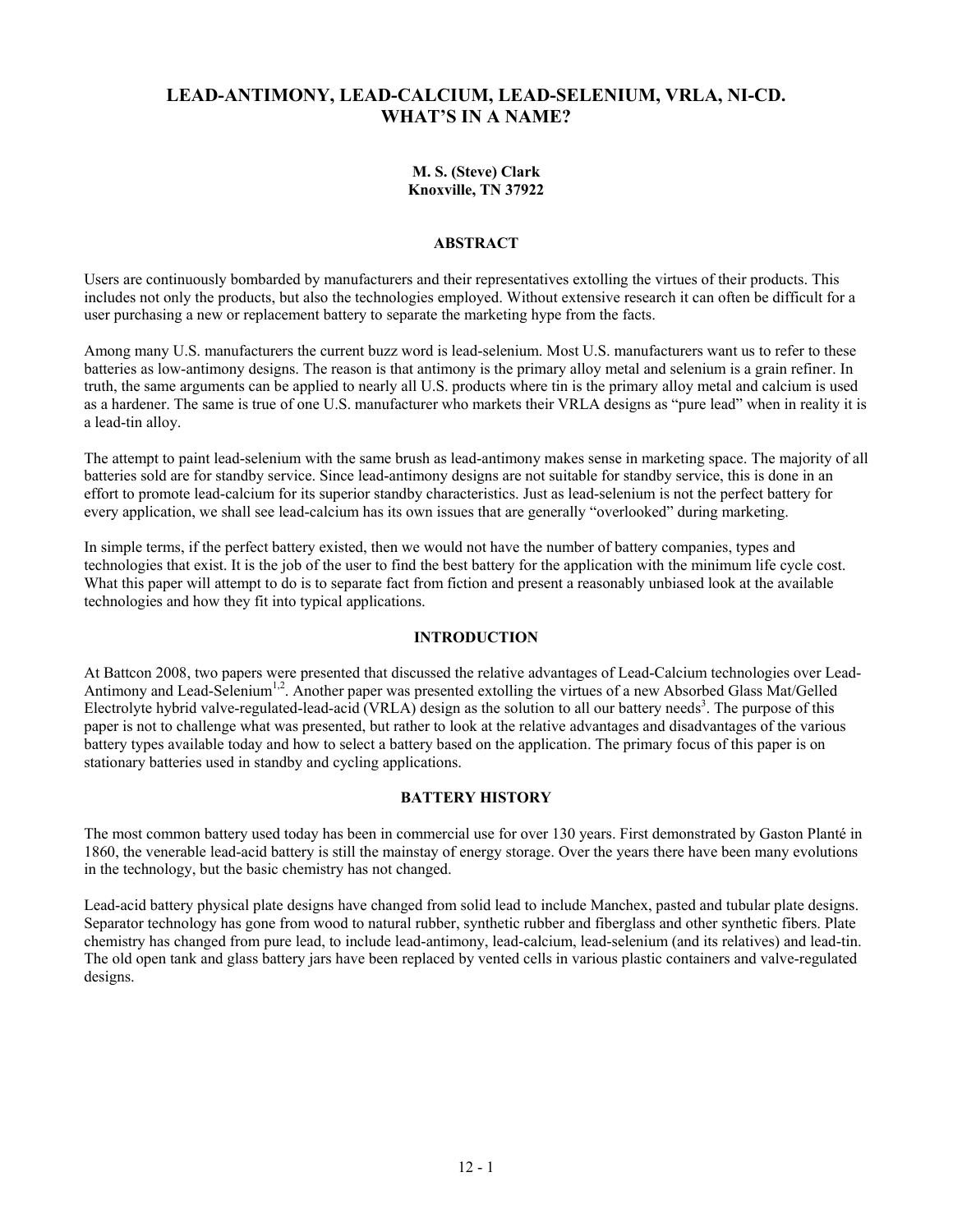# LEAD-ANTIMONY, LEAD-CALCIUM, LEAD-SELENIUM, VRLA, NI-CD. WHAT'S IN A NAME?

**M. S. (Steve) Clark**
**Knoxville, TN 37922**

## ABSTRACT

Users are continuously bombarded by manufacturers and their representatives extolling the virtues of their products. This includes not only the products, but also the technologies employed. Without extensive research it can often be difficult for a user purchasing a new or replacement battery to separate the marketing hype from the facts.

Among many U.S. manufacturers the current buzz word is lead-selenium. Most U.S. manufacturers want us to refer to these batteries as low-antimony designs. The reason is that antimony is the primary alloy metal and selenium is a grain refiner. In truth, the same arguments can be applied to nearly all U.S. products where tin is the primary alloy metal and calcium is used as a hardener. The same is true of one U.S. manufacturer who markets their VRLA designs as "pure lead" when in reality it is a lead-tin alloy.

The attempt to paint lead-selenium with the same brush as lead-antimony makes sense in marketing space. The majority of all batteries sold are for standby service. Since lead-antimony designs are not suitable for standby service, this is done in an effort to promote lead-calcium for its superior standby characteristics. Just as lead-selenium is not the perfect battery for every application, we shall see lead-calcium has its own issues that are generally "overlooked" during marketing.

In simple terms, if the perfect battery existed, then we would not have the number of battery companies, types and technologies that exist. It is the job of the user to find the best battery for the application with the minimum life cycle cost. What this paper will attempt to do is to separate fact from fiction and present a reasonably unbiased look at the available technologies and how they fit into typical applications.

## INTRODUCTION

At Battcon 2008, two papers were presented that discussed the relative advantages of Lead-Calcium technologies over Lead-Antimony and Lead-Selenium[1,2]. Another paper was presented extolling the virtues of a new Absorbed Glass Mat/Gelled Electrolyte hybrid valve-regulated-lead-acid (VRLA) design as the solution to all our battery needs[3]. The purpose of this paper is not to challenge what was presented, but rather to look at the relative advantages and disadvantages of the various battery types available today and how to select a battery based on the application. The primary focus of this paper is on stationary batteries used in standby and cycling applications.

## BATTERY HISTORY

The most common battery used today has been in commercial use for over 130 years. First demonstrated by Gaston Planté in 1860, the venerable lead-acid battery is still the mainstay of energy storage. Over the years there have been many evolutions in the technology, but the basic chemistry has not changed.

Lead-acid battery physical plate designs have changed from solid lead to include Manchex, pasted and tubular plate designs. Separator technology has gone from wood to natural rubber, synthetic rubber and fiberglass and other synthetic fibers. Plate chemistry has changed from pure lead, to include lead-antimony, lead-calcium, lead-selenium (and its relatives) and lead-tin. The old open tank and glass battery jars have been replaced by vented cells in various plastic containers and valve-regulated designs.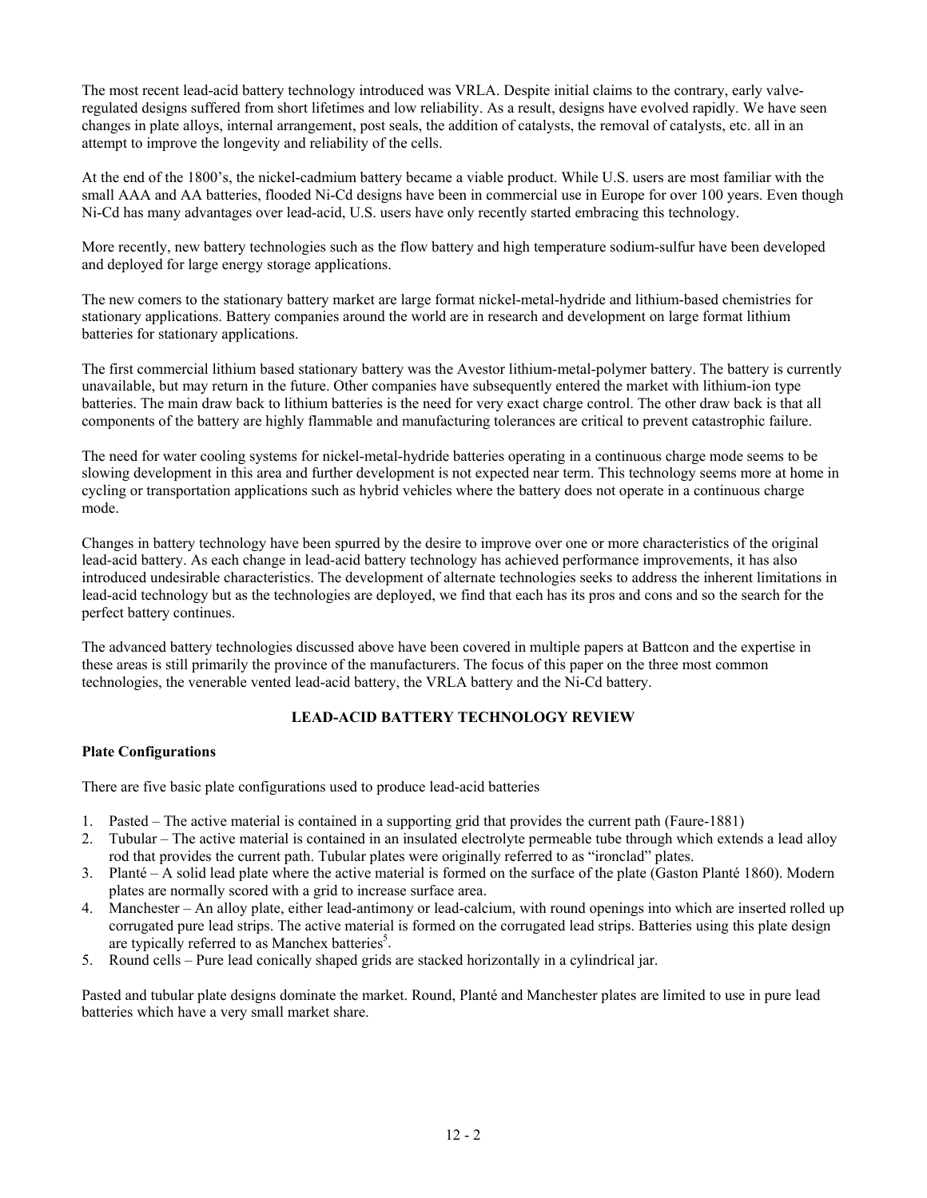The most recent lead-acid battery technology introduced was VRLA. Despite initial claims to the contrary, early valve-regulated designs suffered from short lifetimes and low reliability. As a result, designs have evolved rapidly. We have seen changes in plate alloys, internal arrangement, post seals, the addition of catalysts, the removal of catalysts, etc. all in an attempt to improve the longevity and reliability of the cells.

At the end of the 1800's, the nickel-cadmium battery became a viable product. While U.S. users are most familiar with the small AAA and AA batteries, flooded Ni-Cd designs have been in commercial use in Europe for over 100 years. Even though Ni-Cd has many advantages over lead-acid, U.S. users have only recently started embracing this technology.

More recently, new battery technologies such as the flow battery and high temperature sodium-sulfur have been developed and deployed for large energy storage applications.

The new comers to the stationary battery market are large format nickel-metal-hydride and lithium-based chemistries for stationary applications. Battery companies around the world are in research and development on large format lithium batteries for stationary applications.

The first commercial lithium based stationary battery was the Avestor lithium-metal-polymer battery. The battery is currently unavailable, but may return in the future. Other companies have subsequently entered the market with lithium-ion type batteries. The main draw back to lithium batteries is the need for very exact charge control. The other draw back is that all components of the battery are highly flammable and manufacturing tolerances are critical to prevent catastrophic failure.

The need for water cooling systems for nickel-metal-hydride batteries operating in a continuous charge mode seems to be slowing development in this area and further development is not expected near term. This technology seems more at home in cycling or transportation applications such as hybrid vehicles where the battery does not operate in a continuous charge mode.

Changes in battery technology have been spurred by the desire to improve over one or more characteristics of the original lead-acid battery. As each change in lead-acid battery technology has achieved performance improvements, it has also introduced undesirable characteristics. The development of alternate technologies seeks to address the inherent limitations in lead-acid technology but as the technologies are deployed, we find that each has its pros and cons and so the search for the perfect battery continues.

The advanced battery technologies discussed above have been covered in multiple papers at Battcon and the expertise in these areas is still primarily the province of the manufacturers. The focus of this paper on the three most common technologies, the venerable vented lead-acid battery, the VRLA battery and the Ni-Cd battery.

## LEAD-ACID BATTERY TECHNOLOGY REVIEW

### Plate Configurations

There are five basic plate configurations used to produce lead-acid batteries

1. Pasted – The active material is contained in a supporting grid that provides the current path (Faure-1881)
2. Tubular – The active material is contained in an insulated electrolyte permeable tube through which extends a lead alloy rod that provides the current path. Tubular plates were originally referred to as "ironclad" plates.
3. Planté – A solid lead plate where the active material is formed on the surface of the plate (Gaston Planté 1860). Modern plates are normally scored with a grid to increase surface area.
4. Manchester – An alloy plate, either lead-antimony or lead-calcium, with round openings into which are inserted rolled up corrugated pure lead strips. The active material is formed on the corrugated lead strips. Batteries using this plate design are typically referred to as Manchex batteries[5].
5. Round cells – Pure lead conically shaped grids are stacked horizontally in a cylindrical jar.

Pasted and tubular plate designs dominate the market. Round, Planté and Manchester plates are limited to use in pure lead batteries which have a very small market share.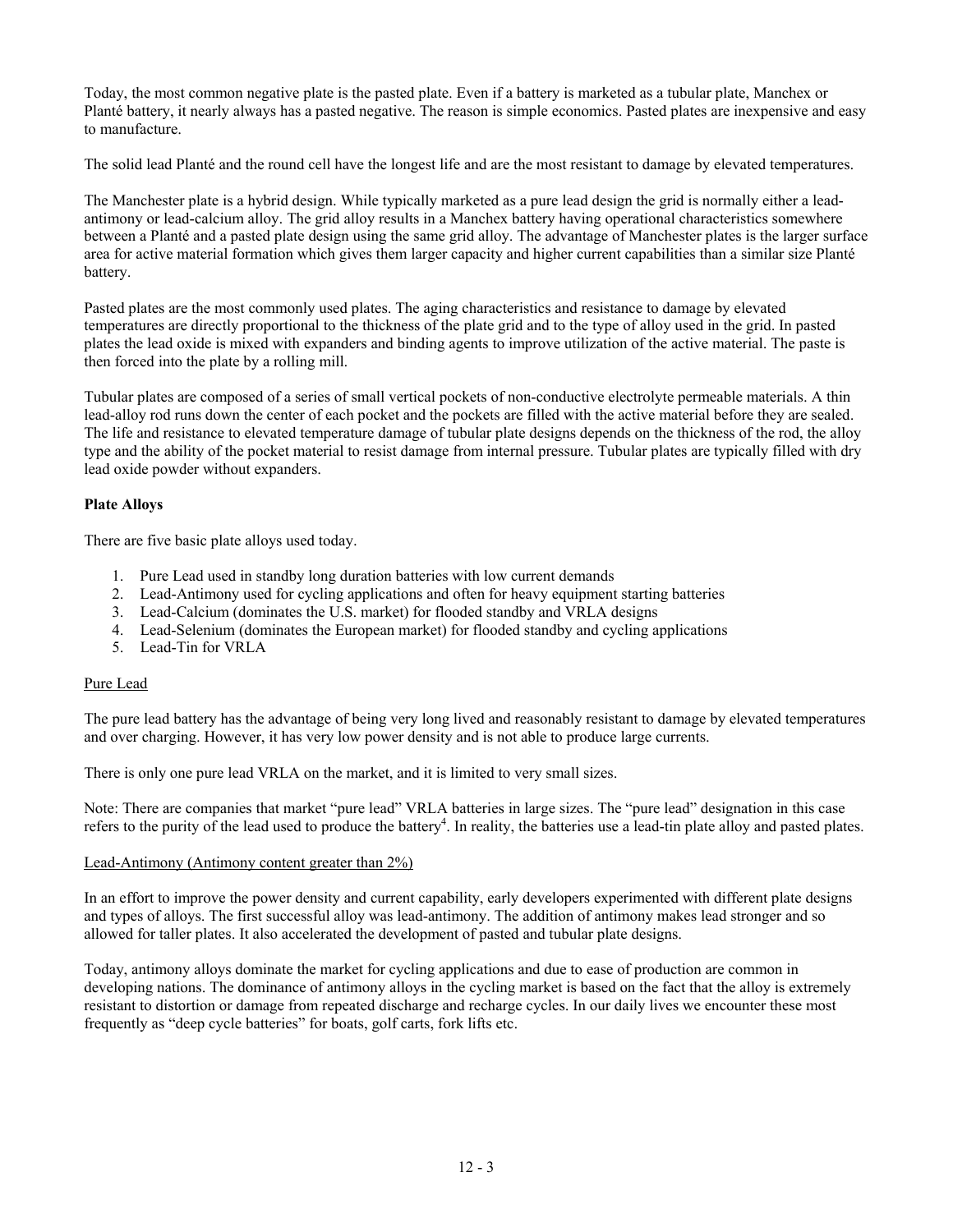Today, the most common negative plate is the pasted plate. Even if a battery is marketed as a tubular plate, Manchex or Planté battery, it nearly always has a pasted negative. The reason is simple economics. Pasted plates are inexpensive and easy to manufacture.

The solid lead Planté and the round cell have the longest life and are the most resistant to damage by elevated temperatures.

The Manchester plate is a hybrid design. While typically marketed as a pure lead design the grid is normally either a lead-antimony or lead-calcium alloy. The grid alloy results in a Manchex battery having operational characteristics somewhere between a Planté and a pasted plate design using the same grid alloy. The advantage of Manchester plates is the larger surface area for active material formation which gives them larger capacity and higher current capabilities than a similar size Planté battery.

Pasted plates are the most commonly used plates. The aging characteristics and resistance to damage by elevated temperatures are directly proportional to the thickness of the plate grid and to the type of alloy used in the grid. In pasted plates the lead oxide is mixed with expanders and binding agents to improve utilization of the active material. The paste is then forced into the plate by a rolling mill.

Tubular plates are composed of a series of small vertical pockets of non-conductive electrolyte permeable materials. A thin lead-alloy rod runs down the center of each pocket and the pockets are filled with the active material before they are sealed. The life and resistance to elevated temperature damage of tubular plate designs depends on the thickness of the rod, the alloy type and the ability of the pocket material to resist damage from internal pressure. Tubular plates are typically filled with dry lead oxide powder without expanders.

**Plate Alloys**

There are five basic plate alloys used today.

1. Pure Lead used in standby long duration batteries with low current demands
2. Lead-Antimony used for cycling applications and often for heavy equipment starting batteries
3. Lead-Calcium (dominates the U.S. market) for flooded standby and VRLA designs
4. Lead-Selenium (dominates the European market) for flooded standby and cycling applications
5. Lead-Tin for VRLA

Pure Lead

The pure lead battery has the advantage of being very long lived and reasonably resistant to damage by elevated temperatures and over charging. However, it has very low power density and is not able to produce large currents.

There is only one pure lead VRLA on the market, and it is limited to very small sizes.

Note: There are companies that market "pure lead" VRLA batteries in large sizes. The "pure lead" designation in this case refers to the purity of the lead used to produce the battery[4]. In reality, the batteries use a lead-tin plate alloy and pasted plates.

Lead-Antimony (Antimony content greater than 2%)

In an effort to improve the power density and current capability, early developers experimented with different plate designs and types of alloys. The first successful alloy was lead-antimony. The addition of antimony makes lead stronger and so allowed for taller plates. It also accelerated the development of pasted and tubular plate designs.

Today, antimony alloys dominate the market for cycling applications and due to ease of production are common in developing nations. The dominance of antimony alloys in the cycling market is based on the fact that the alloy is extremely resistant to distortion or damage from repeated discharge and recharge cycles. In our daily lives we encounter these most frequently as "deep cycle batteries" for boats, golf carts, fork lifts etc.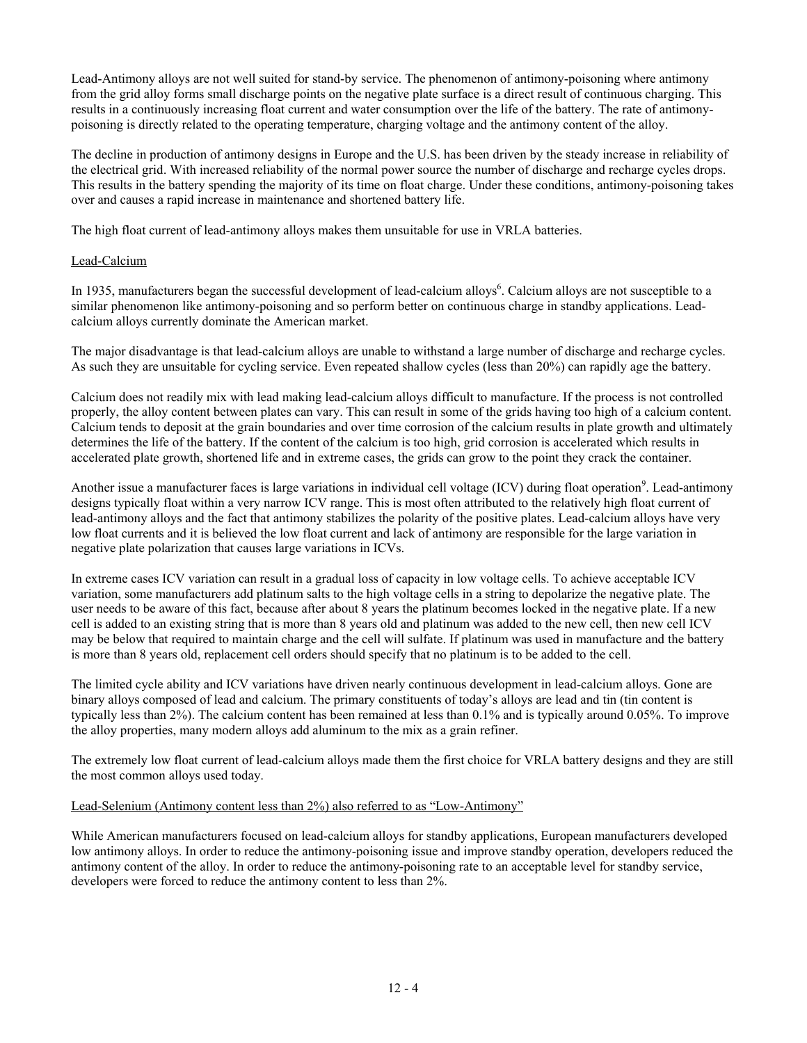Lead-Antimony alloys are not well suited for stand-by service. The phenomenon of antimony-poisoning where antimony from the grid alloy forms small discharge points on the negative plate surface is a direct result of continuous charging. This results in a continuously increasing float current and water consumption over the life of the battery. The rate of antimony-poisoning is directly related to the operating temperature, charging voltage and the antimony content of the alloy.

The decline in production of antimony designs in Europe and the U.S. has been driven by the steady increase in reliability of the electrical grid. With increased reliability of the normal power source the number of discharge and recharge cycles drops. This results in the battery spending the majority of its time on float charge. Under these conditions, antimony-poisoning takes over and causes a rapid increase in maintenance and shortened battery life.

The high float current of lead-antimony alloys makes them unsuitable for use in VRLA batteries.

## Lead-Calcium

In 1935, manufacturers began the successful development of lead-calcium alloys[6]. Calcium alloys are not susceptible to a similar phenomenon like antimony-poisoning and so perform better on continuous charge in standby applications. Lead-calcium alloys currently dominate the American market.

The major disadvantage is that lead-calcium alloys are unable to withstand a large number of discharge and recharge cycles. As such they are unsuitable for cycling service. Even repeated shallow cycles (less than 20%) can rapidly age the battery.

Calcium does not readily mix with lead making lead-calcium alloys difficult to manufacture. If the process is not controlled properly, the alloy content between plates can vary. This can result in some of the grids having too high of a calcium content. Calcium tends to deposit at the grain boundaries and over time corrosion of the calcium results in plate growth and ultimately determines the life of the battery. If the content of the calcium is too high, grid corrosion is accelerated which results in accelerated plate growth, shortened life and in extreme cases, the grids can grow to the point they crack the container.

Another issue a manufacturer faces is large variations in individual cell voltage (ICV) during float operation[9]. Lead-antimony designs typically float within a very narrow ICV range. This is most often attributed to the relatively high float current of lead-antimony alloys and the fact that antimony stabilizes the polarity of the positive plates. Lead-calcium alloys have very low float currents and it is believed the low float current and lack of antimony are responsible for the large variation in negative plate polarization that causes large variations in ICVs.

In extreme cases ICV variation can result in a gradual loss of capacity in low voltage cells. To achieve acceptable ICV variation, some manufacturers add platinum salts to the high voltage cells in a string to depolarize the negative plate. The user needs to be aware of this fact, because after about 8 years the platinum becomes locked in the negative plate. If a new cell is added to an existing string that is more than 8 years old and platinum was added to the new cell, then new cell ICV may be below that required to maintain charge and the cell will sulfate. If platinum was used in manufacture and the battery is more than 8 years old, replacement cell orders should specify that no platinum is to be added to the cell.

The limited cycle ability and ICV variations have driven nearly continuous development in lead-calcium alloys. Gone are binary alloys composed of lead and calcium. The primary constituents of today's alloys are lead and tin (tin content is typically less than 2%). The calcium content has been remained at less than 0.1% and is typically around 0.05%. To improve the alloy properties, many modern alloys add aluminum to the mix as a grain refiner.

The extremely low float current of lead-calcium alloys made them the first choice for VRLA battery designs and they are still the most common alloys used today.

## Lead-Selenium (Antimony content less than 2%) also referred to as "Low-Antimony"

While American manufacturers focused on lead-calcium alloys for standby applications, European manufacturers developed low antimony alloys. In order to reduce the antimony-poisoning issue and improve standby operation, developers reduced the antimony content of the alloy. In order to reduce the antimony-poisoning rate to an acceptable level for standby service, developers were forced to reduce the antimony content to less than 2%.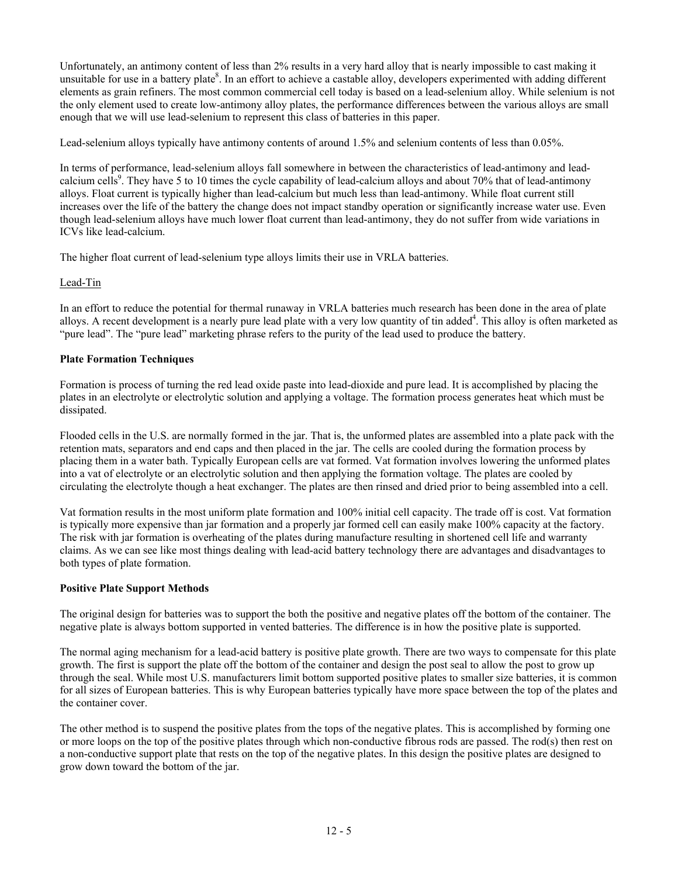Unfortunately, an antimony content of less than 2% results in a very hard alloy that is nearly impossible to cast making it unsuitable for use in a battery plate[8]. In an effort to achieve a castable alloy, developers experimented with adding different elements as grain refiners. The most common commercial cell today is based on a lead-selenium alloy. While selenium is not the only element used to create low-antimony alloy plates, the performance differences between the various alloys are small enough that we will use lead-selenium to represent this class of batteries in this paper.

Lead-selenium alloys typically have antimony contents of around 1.5% and selenium contents of less than 0.05%.

In terms of performance, lead-selenium alloys fall somewhere in between the characteristics of lead-antimony and lead-calcium cells[9]. They have 5 to 10 times the cycle capability of lead-calcium alloys and about 70% that of lead-antimony alloys. Float current is typically higher than lead-calcium but much less than lead-antimony. While float current still increases over the life of the battery the change does not impact standby operation or significantly increase water use. Even though lead-selenium alloys have much lower float current than lead-antimony, they do not suffer from wide variations in ICVs like lead-calcium.

The higher float current of lead-selenium type alloys limits their use in VRLA batteries.

Lead-Tin

In an effort to reduce the potential for thermal runaway in VRLA batteries much research has been done in the area of plate alloys. A recent development is a nearly pure lead plate with a very low quantity of tin added[4]. This alloy is often marketed as "pure lead". The "pure lead" marketing phrase refers to the purity of the lead used to produce the battery.

**Plate Formation Techniques**

Formation is process of turning the red lead oxide paste into lead-dioxide and pure lead. It is accomplished by placing the plates in an electrolyte or electrolytic solution and applying a voltage. The formation process generates heat which must be dissipated.

Flooded cells in the U.S. are normally formed in the jar. That is, the unformed plates are assembled into a plate pack with the retention mats, separators and end caps and then placed in the jar. The cells are cooled during the formation process by placing them in a water bath. Typically European cells are vat formed. Vat formation involves lowering the unformed plates into a vat of electrolyte or an electrolytic solution and then applying the formation voltage. The plates are cooled by circulating the electrolyte though a heat exchanger. The plates are then rinsed and dried prior to being assembled into a cell.

Vat formation results in the most uniform plate formation and 100% initial cell capacity. The trade off is cost. Vat formation is typically more expensive than jar formation and a properly jar formed cell can easily make 100% capacity at the factory. The risk with jar formation is overheating of the plates during manufacture resulting in shortened cell life and warranty claims. As we can see like most things dealing with lead-acid battery technology there are advantages and disadvantages to both types of plate formation.

**Positive Plate Support Methods**

The original design for batteries was to support the both the positive and negative plates off the bottom of the container. The negative plate is always bottom supported in vented batteries. The difference is in how the positive plate is supported.

The normal aging mechanism for a lead-acid battery is positive plate growth. There are two ways to compensate for this plate growth. The first is support the plate off the bottom of the container and design the post seal to allow the post to grow up through the seal. While most U.S. manufacturers limit bottom supported positive plates to smaller size batteries, it is common for all sizes of European batteries. This is why European batteries typically have more space between the top of the plates and the container cover.

The other method is to suspend the positive plates from the tops of the negative plates. This is accomplished by forming one or more loops on the top of the positive plates through which non-conductive fibrous rods are passed. The rod(s) then rest on a non-conductive support plate that rests on the top of the negative plates. In this design the positive plates are designed to grow down toward the bottom of the jar.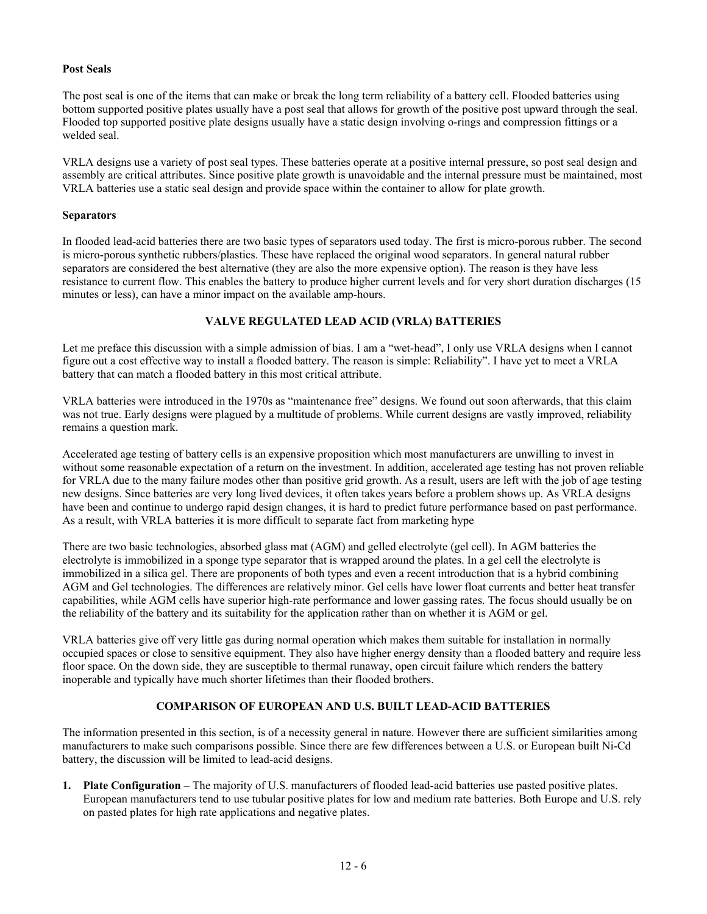**Post Seals**

The post seal is one of the items that can make or break the long term reliability of a battery cell. Flooded batteries using bottom supported positive plates usually have a post seal that allows for growth of the positive post upward through the seal. Flooded top supported positive plate designs usually have a static design involving o-rings and compression fittings or a welded seal.

VRLA designs use a variety of post seal types. These batteries operate at a positive internal pressure, so post seal design and assembly are critical attributes. Since positive plate growth is unavoidable and the internal pressure must be maintained, most VRLA batteries use a static seal design and provide space within the container to allow for plate growth.

**Separators**

In flooded lead-acid batteries there are two basic types of separators used today. The first is micro-porous rubber. The second is micro-porous synthetic rubbers/plastics. These have replaced the original wood separators. In general natural rubber separators are considered the best alternative (they are also the more expensive option). The reason is they have less resistance to current flow. This enables the battery to produce higher current levels and for very short duration discharges (15 minutes or less), can have a minor impact on the available amp-hours.

## VALVE REGULATED LEAD ACID (VRLA) BATTERIES

Let me preface this discussion with a simple admission of bias. I am a "wet-head", I only use VRLA designs when I cannot figure out a cost effective way to install a flooded battery. The reason is simple: Reliability". I have yet to meet a VRLA battery that can match a flooded battery in this most critical attribute.

VRLA batteries were introduced in the 1970s as "maintenance free" designs. We found out soon afterwards, that this claim was not true. Early designs were plagued by a multitude of problems. While current designs are vastly improved, reliability remains a question mark.

Accelerated age testing of battery cells is an expensive proposition which most manufacturers are unwilling to invest in without some reasonable expectation of a return on the investment. In addition, accelerated age testing has not proven reliable for VRLA due to the many failure modes other than positive grid growth. As a result, users are left with the job of age testing new designs. Since batteries are very long lived devices, it often takes years before a problem shows up. As VRLA designs have been and continue to undergo rapid design changes, it is hard to predict future performance based on past performance. As a result, with VRLA batteries it is more difficult to separate fact from marketing hype

There are two basic technologies, absorbed glass mat (AGM) and gelled electrolyte (gel cell). In AGM batteries the electrolyte is immobilized in a sponge type separator that is wrapped around the plates. In a gel cell the electrolyte is immobilized in a silica gel. There are proponents of both types and even a recent introduction that is a hybrid combining AGM and Gel technologies. The differences are relatively minor. Gel cells have lower float currents and better heat transfer capabilities, while AGM cells have superior high-rate performance and lower gassing rates. The focus should usually be on the reliability of the battery and its suitability for the application rather than on whether it is AGM or gel.

VRLA batteries give off very little gas during normal operation which makes them suitable for installation in normally occupied spaces or close to sensitive equipment. They also have higher energy density than a flooded battery and require less floor space. On the down side, they are susceptible to thermal runaway, open circuit failure which renders the battery inoperable and typically have much shorter lifetimes than their flooded brothers.

## COMPARISON OF EUROPEAN AND U.S. BUILT LEAD-ACID BATTERIES

The information presented in this section, is of a necessity general in nature. However there are sufficient similarities among manufacturers to make such comparisons possible. Since there are few differences between a U.S. or European built Ni-Cd battery, the discussion will be limited to lead-acid designs.

1. **Plate Configuration** – The majority of U.S. manufacturers of flooded lead-acid batteries use pasted positive plates. European manufacturers tend to use tubular positive plates for low and medium rate batteries. Both Europe and U.S. rely on pasted plates for high rate applications and negative plates.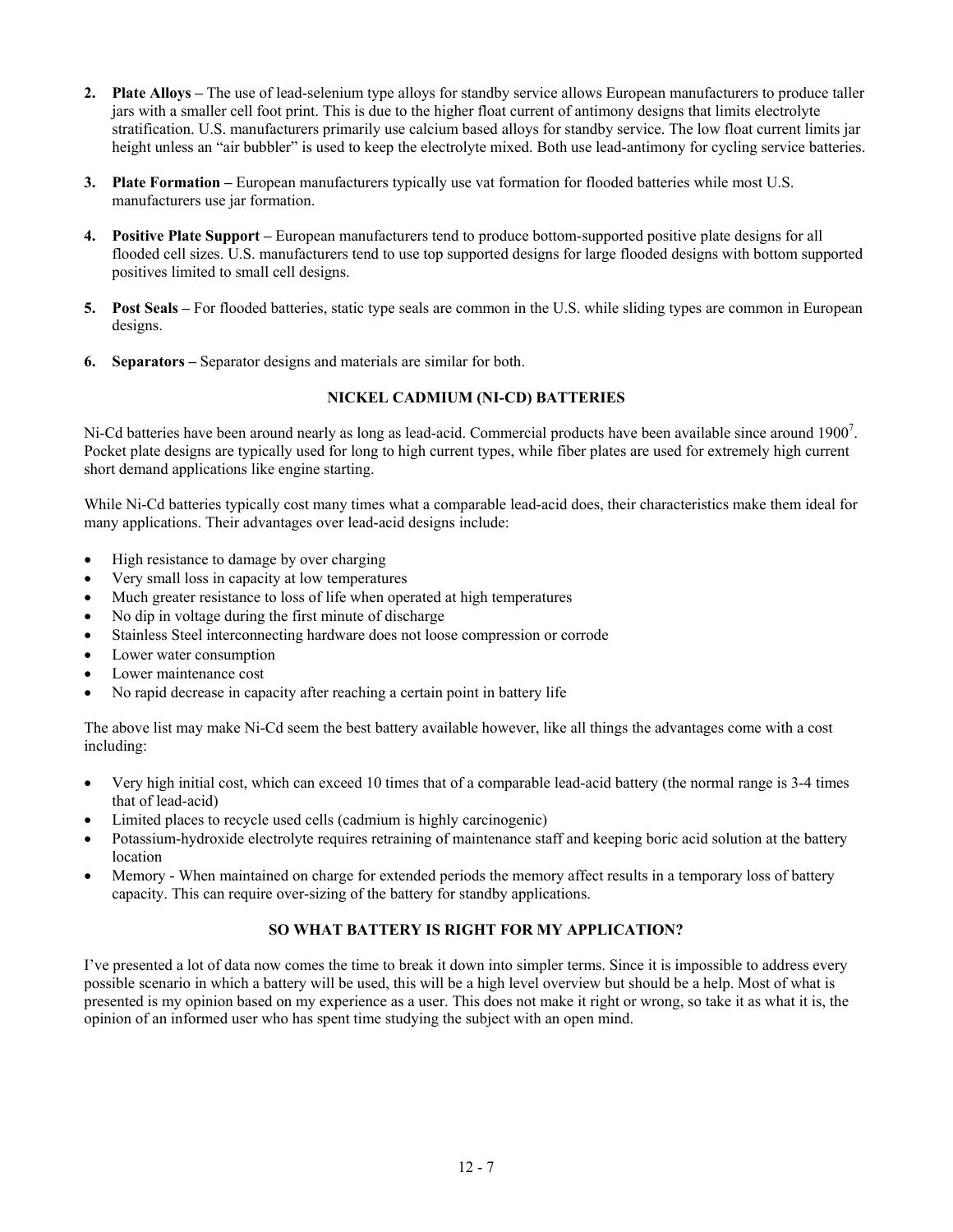2. **Plate Alloys –** The use of lead-selenium type alloys for standby service allows European manufacturers to produce taller jars with a smaller cell foot print. This is due to the higher float current of antimony designs that limits electrolyte stratification. U.S. manufacturers primarily use calcium based alloys for standby service. The low float current limits jar height unless an "air bubbler" is used to keep the electrolyte mixed. Both use lead-antimony for cycling service batteries.

3. **Plate Formation –** European manufacturers typically use vat formation for flooded batteries while most U.S. manufacturers use jar formation.

4. **Positive Plate Support –** European manufacturers tend to produce bottom-supported positive plate designs for all flooded cell sizes. U.S. manufacturers tend to use top supported designs for large flooded designs with bottom supported positives limited to small cell designs.

5. **Post Seals –** For flooded batteries, static type seals are common in the U.S. while sliding types are common in European designs.

6. **Separators –** Separator designs and materials are similar for both.

## NICKEL CADMIUM (NI-CD) BATTERIES

Ni-Cd batteries have been around nearly as long as lead-acid. Commercial products have been available since around 1900[7]. Pocket plate designs are typically used for long to high current types, while fiber plates are used for extremely high current short demand applications like engine starting.

While Ni-Cd batteries typically cost many times what a comparable lead-acid does, their characteristics make them ideal for many applications. Their advantages over lead-acid designs include:

- High resistance to damage by over charging
- Very small loss in capacity at low temperatures
- Much greater resistance to loss of life when operated at high temperatures
- No dip in voltage during the first minute of discharge
- Stainless Steel interconnecting hardware does not loose compression or corrode
- Lower water consumption
- Lower maintenance cost
- No rapid decrease in capacity after reaching a certain point in battery life

The above list may make Ni-Cd seem the best battery available however, like all things the advantages come with a cost including:

- Very high initial cost, which can exceed 10 times that of a comparable lead-acid battery (the normal range is 3-4 times that of lead-acid)
- Limited places to recycle used cells (cadmium is highly carcinogenic)
- Potassium-hydroxide electrolyte requires retraining of maintenance staff and keeping boric acid solution at the battery location
- Memory - When maintained on charge for extended periods the memory affect results in a temporary loss of battery capacity. This can require over-sizing of the battery for standby applications.

## SO WHAT BATTERY IS RIGHT FOR MY APPLICATION?

I've presented a lot of data now comes the time to break it down into simpler terms. Since it is impossible to address every possible scenario in which a battery will be used, this will be a high level overview but should be a help. Most of what is presented is my opinion based on my experience as a user. This does not make it right or wrong, so take it as what it is, the opinion of an informed user who has spent time studying the subject with an open mind.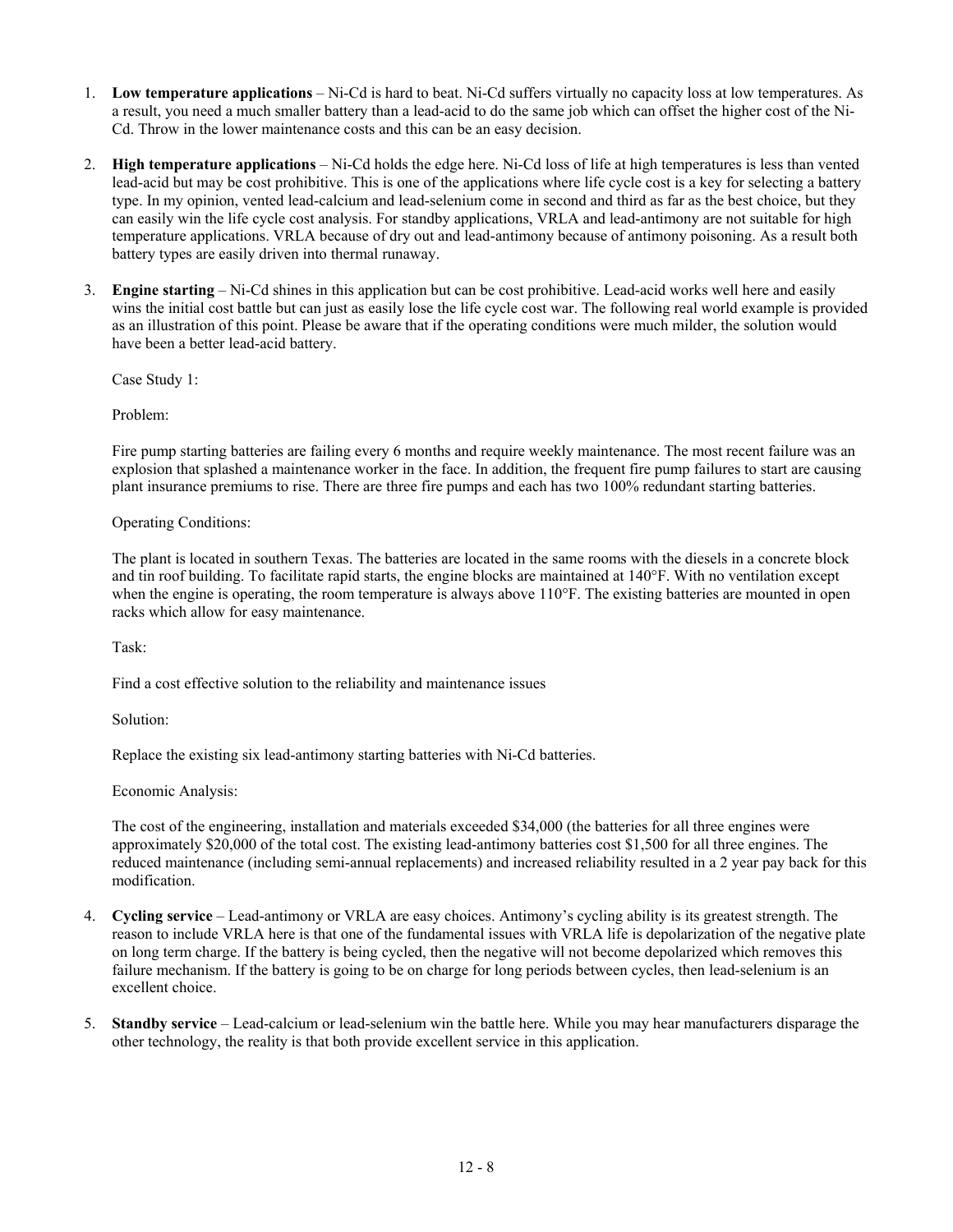1. **Low temperature applications** – Ni-Cd is hard to beat. Ni-Cd suffers virtually no capacity loss at low temperatures. As a result, you need a much smaller battery than a lead-acid to do the same job which can offset the higher cost of the Ni-Cd. Throw in the lower maintenance costs and this can be an easy decision.

2. **High temperature applications** – Ni-Cd holds the edge here. Ni-Cd loss of life at high temperatures is less than vented lead-acid but may be cost prohibitive. This is one of the applications where life cycle cost is a key for selecting a battery type. In my opinion, vented lead-calcium and lead-selenium come in second and third as far as the best choice, but they can easily win the life cycle cost analysis. For standby applications, VRLA and lead-antimony are not suitable for high temperature applications. VRLA because of dry out and lead-antimony because of antimony poisoning. As a result both battery types are easily driven into thermal runaway.

3. **Engine starting** – Ni-Cd shines in this application but can be cost prohibitive. Lead-acid works well here and easily wins the initial cost battle but can just as easily lose the life cycle cost war. The following real world example is provided as an illustration of this point. Please be aware that if the operating conditions were much milder, the solution would have been a better lead-acid battery.

   Case Study 1:

   Problem:

   Fire pump starting batteries are failing every 6 months and require weekly maintenance. The most recent failure was an explosion that splashed a maintenance worker in the face. In addition, the frequent fire pump failures to start are causing plant insurance premiums to rise. There are three fire pumps and each has two 100% redundant starting batteries.

   Operating Conditions:

   The plant is located in southern Texas. The batteries are located in the same rooms with the diesels in a concrete block and tin roof building. To facilitate rapid starts, the engine blocks are maintained at 140°F. With no ventilation except when the engine is operating, the room temperature is always above 110°F. The existing batteries are mounted in open racks which allow for easy maintenance.

   Task:

   Find a cost effective solution to the reliability and maintenance issues

   Solution:

   Replace the existing six lead-antimony starting batteries with Ni-Cd batteries.

   Economic Analysis:

   The cost of the engineering, installation and materials exceeded $34,000 (the batteries for all three engines were approximately $20,000 of the total cost. The existing lead-antimony batteries cost $1,500 for all three engines. The reduced maintenance (including semi-annual replacements) and increased reliability resulted in a 2 year pay back for this modification.

4. **Cycling service** – Lead-antimony or VRLA are easy choices. Antimony's cycling ability is its greatest strength. The reason to include VRLA here is that one of the fundamental issues with VRLA life is depolarization of the negative plate on long term charge. If the battery is being cycled, then the negative will not become depolarized which removes this failure mechanism. If the battery is going to be on charge for long periods between cycles, then lead-selenium is an excellent choice.

5. **Standby service** – Lead-calcium or lead-selenium win the battle here. While you may hear manufacturers disparage the other technology, the reality is that both provide excellent service in this application.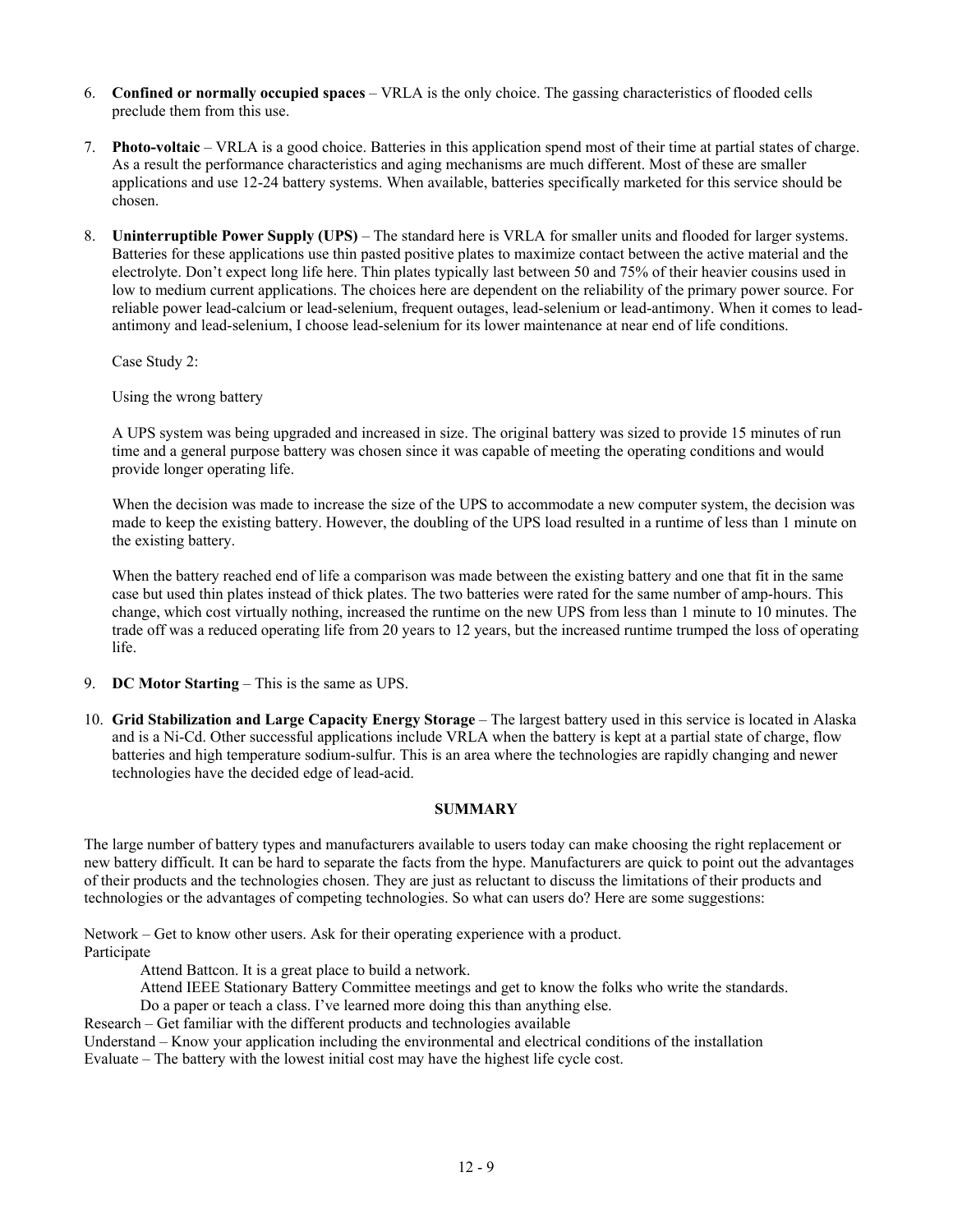6. **Confined or normally occupied spaces** – VRLA is the only choice. The gassing characteristics of flooded cells preclude them from this use.

7. **Photo-voltaic** – VRLA is a good choice. Batteries in this application spend most of their time at partial states of charge. As a result the performance characteristics and aging mechanisms are much different. Most of these are smaller applications and use 12-24 battery systems. When available, batteries specifically marketed for this service should be chosen.

8. **Uninterruptible Power Supply (UPS)** – The standard here is VRLA for smaller units and flooded for larger systems. Batteries for these applications use thin pasted positive plates to maximize contact between the active material and the electrolyte. Don't expect long life here. Thin plates typically last between 50 and 75% of their heavier cousins used in low to medium current applications. The choices here are dependent on the reliability of the primary power source. For reliable power lead-calcium or lead-selenium, frequent outages, lead-selenium or lead-antimony. When it comes to lead-antimony and lead-selenium, I choose lead-selenium for its lower maintenance at near end of life conditions.

   Case Study 2:

   Using the wrong battery

   A UPS system was being upgraded and increased in size. The original battery was sized to provide 15 minutes of run time and a general purpose battery was chosen since it was capable of meeting the operating conditions and would provide longer operating life.

   When the decision was made to increase the size of the UPS to accommodate a new computer system, the decision was made to keep the existing battery. However, the doubling of the UPS load resulted in a runtime of less than 1 minute on the existing battery.

   When the battery reached end of life a comparison was made between the existing battery and one that fit in the same case but used thin plates instead of thick plates. The two batteries were rated for the same number of amp-hours. This change, which cost virtually nothing, increased the runtime on the new UPS from less than 1 minute to 10 minutes. The trade off was a reduced operating life from 20 years to 12 years, but the increased runtime trumped the loss of operating life.

9. **DC Motor Starting** – This is the same as UPS.

10. **Grid Stabilization and Large Capacity Energy Storage** – The largest battery used in this service is located in Alaska and is a Ni-Cd. Other successful applications include VRLA when the battery is kept at a partial state of charge, flow batteries and high temperature sodium-sulfur. This is an area where the technologies are rapidly changing and newer technologies have the decided edge of lead-acid.

## SUMMARY

The large number of battery types and manufacturers available to users today can make choosing the right replacement or new battery difficult. It can be hard to separate the facts from the hype. Manufacturers are quick to point out the advantages of their products and the technologies chosen. They are just as reluctant to discuss the limitations of their products and technologies or the advantages of competing technologies. So what can users do? Here are some suggestions:

Network – Get to know other users. Ask for their operating experience with a product.

Participate

- Attend Battcon. It is a great place to build a network.
- Attend IEEE Stationary Battery Committee meetings and get to know the folks who write the standards.
- Do a paper or teach a class. I've learned more doing this than anything else.

Research – Get familiar with the different products and technologies available

Understand – Know your application including the environmental and electrical conditions of the installation

Evaluate – The battery with the lowest initial cost may have the highest life cycle cost.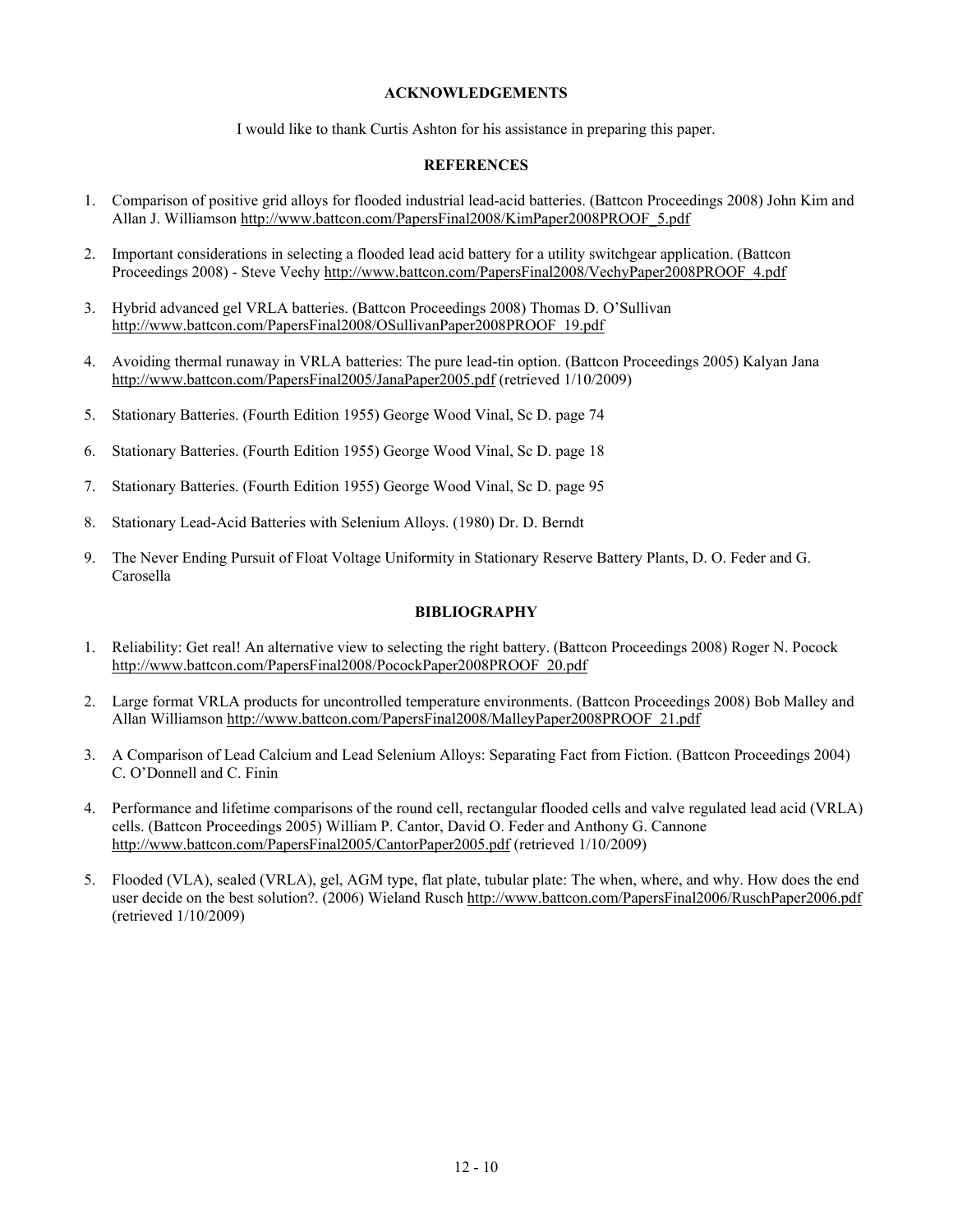## ACKNOWLEDGEMENTS

I would like to thank Curtis Ashton for his assistance in preparing this paper.

## REFERENCES

1. Comparison of positive grid alloys for flooded industrial lead-acid batteries. (Battcon Proceedings 2008) John Kim and Allan J. Williamson http://www.battcon.com/PapersFinal2008/KimPaper2008PROOF_5.pdf
2. Important considerations in selecting a flooded lead acid battery for a utility switchgear application. (Battcon Proceedings 2008) - Steve Vechy http://www.battcon.com/PapersFinal2008/VechyPaper2008PROOF_4.pdf
3. Hybrid advanced gel VRLA batteries. (Battcon Proceedings 2008) Thomas D. O'Sullivan http://www.battcon.com/PapersFinal2008/OSullivanPaper2008PROOF_19.pdf
4. Avoiding thermal runaway in VRLA batteries: The pure lead-tin option. (Battcon Proceedings 2005) Kalyan Jana http://www.battcon.com/PapersFinal2005/JanaPaper2005.pdf (retrieved 1/10/2009)
5. Stationary Batteries. (Fourth Edition 1955) George Wood Vinal, Sc D. page 74
6. Stationary Batteries. (Fourth Edition 1955) George Wood Vinal, Sc D. page 18
7. Stationary Batteries. (Fourth Edition 1955) George Wood Vinal, Sc D. page 95
8. Stationary Lead-Acid Batteries with Selenium Alloys. (1980) Dr. D. Berndt
9. The Never Ending Pursuit of Float Voltage Uniformity in Stationary Reserve Battery Plants, D. O. Feder and G. Carosella

## BIBLIOGRAPHY

1. Reliability: Get real! An alternative view to selecting the right battery. (Battcon Proceedings 2008) Roger N. Pocock http://www.battcon.com/PapersFinal2008/PocockPaper2008PROOF_20.pdf
2. Large format VRLA products for uncontrolled temperature environments. (Battcon Proceedings 2008) Bob Malley and Allan Williamson http://www.battcon.com/PapersFinal2008/MalleyPaper2008PROOF_21.pdf
3. A Comparison of Lead Calcium and Lead Selenium Alloys: Separating Fact from Fiction. (Battcon Proceedings 2004) C. O'Donnell and C. Finin
4. Performance and lifetime comparisons of the round cell, rectangular flooded cells and valve regulated lead acid (VRLA) cells. (Battcon Proceedings 2005) William P. Cantor, David O. Feder and Anthony G. Cannone http://www.battcon.com/PapersFinal2005/CantorPaper2005.pdf (retrieved 1/10/2009)
5. Flooded (VLA), sealed (VRLA), gel, AGM type, flat plate, tubular plate: The when, where, and why. How does the end user decide on the best solution?. (2006) Wieland Rusch http://www.battcon.com/PapersFinal2006/RuschPaper2006.pdf (retrieved 1/10/2009)